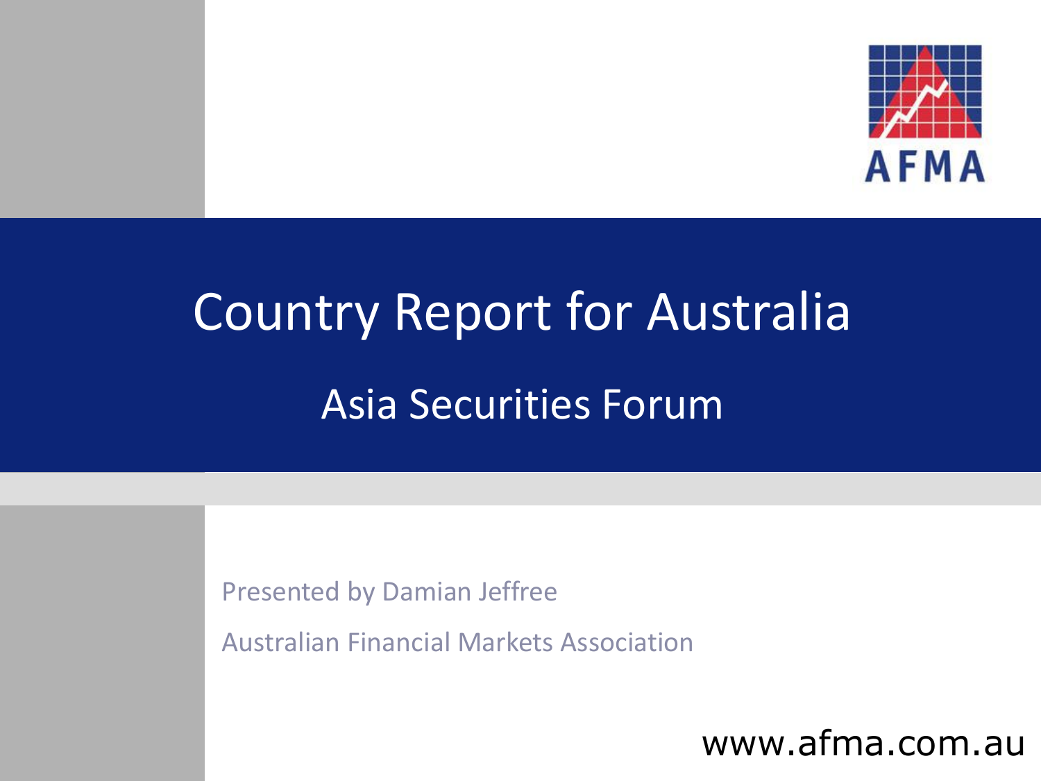AFMA

# Country Report for Australia

## Asia Securities Forum

Presented by Damian Jeffree

Australian Financial Markets Association

www.afma.com.au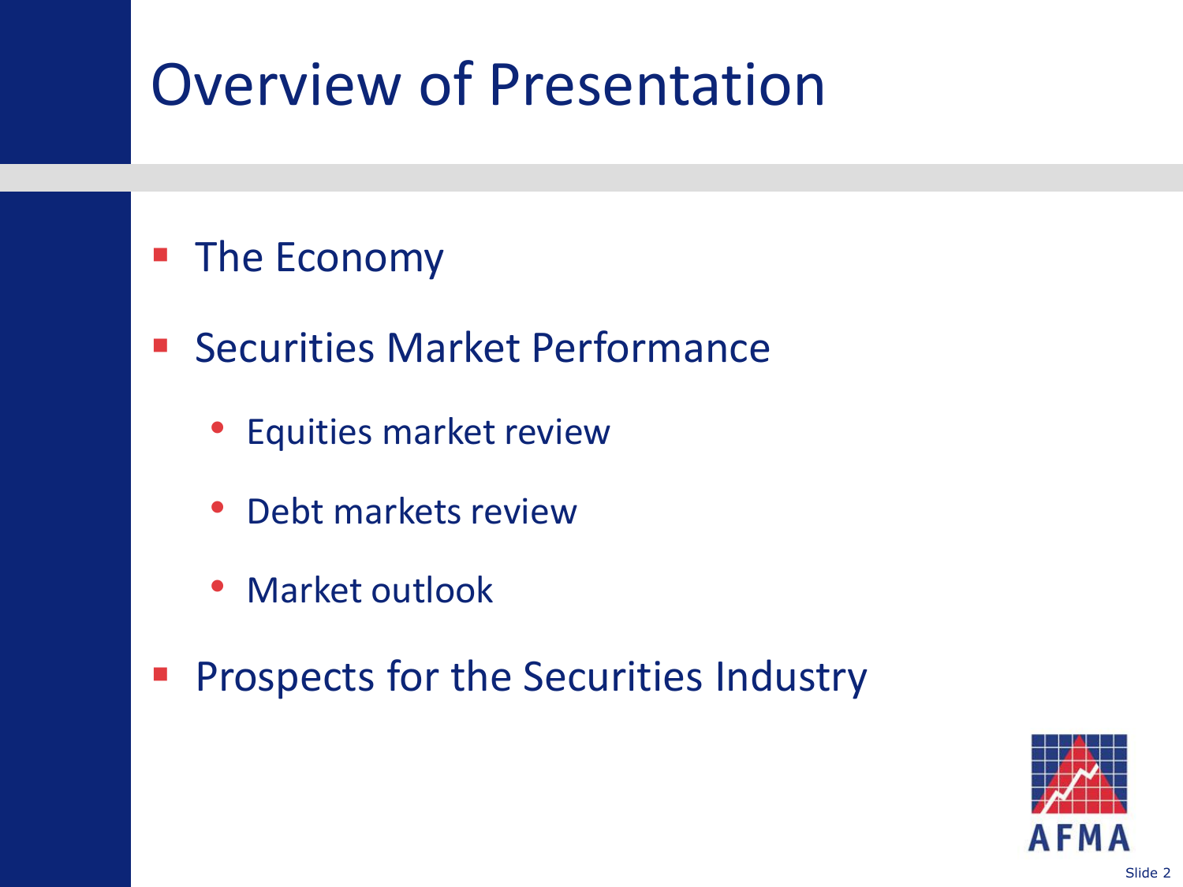# Overview of Presentation

- The Economy
- Securities Market Performance
  - Equities market review
  - Debt markets review
  - Market outlook
- Prospects for the Securities Industry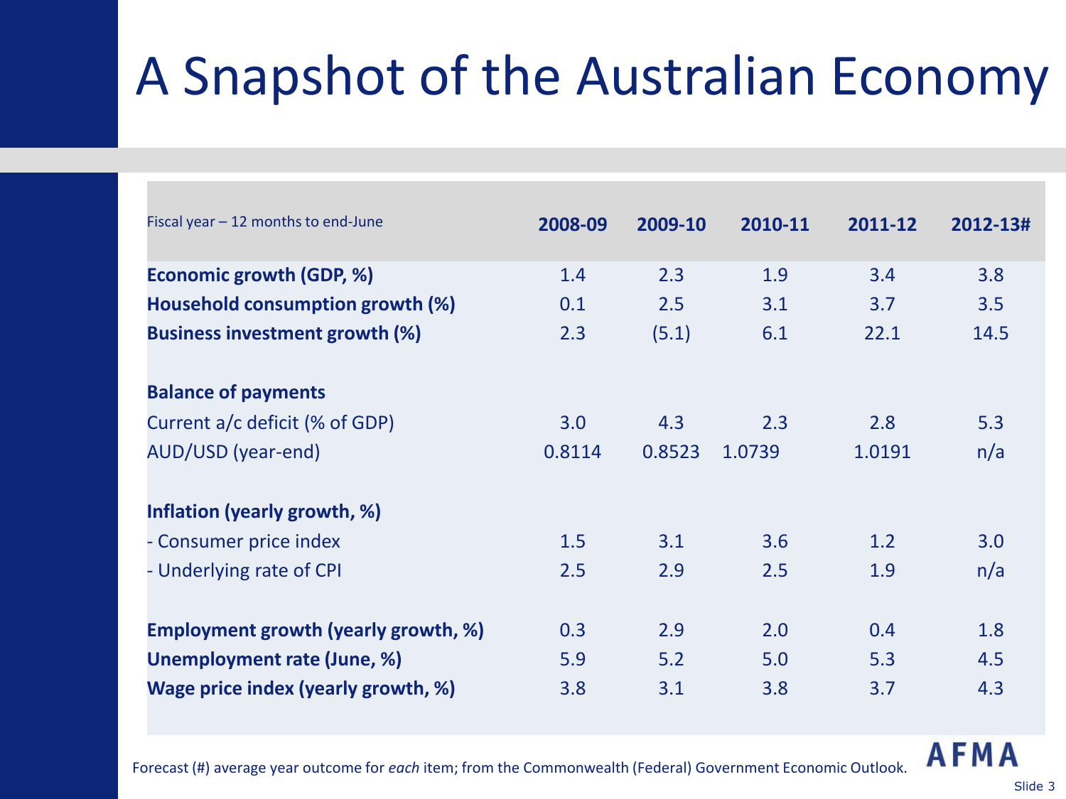# A Snapshot of the Australian Economy

| Fiscal year – 12 months to end-June | 2008-09 | 2009-10 | 2010-11 | 2011-12 | 2012-13# |
|---|---|---|---|---|---|
| **Economic growth (GDP, %)** | 1.4 | 2.3 | 1.9 | 3.4 | 3.8 |
| **Household consumption growth (%)** | 0.1 | 2.5 | 3.1 | 3.7 | 3.5 |
| **Business investment growth (%)** | 2.3 | (5.1) | 6.1 | 22.1 | 14.5 |
| | | | | | |
| **Balance of payments** | | | | | |
| Current a/c deficit (% of GDP) | 3.0 | 4.3 | 2.3 | 2.8 | 5.3 |
| AUD/USD (year-end) | 0.8114 | 0.8523 | 1.0739 | 1.0191 | n/a |
| | | | | | |
| **Inflation (yearly growth, %)** | | | | | |
| - Consumer price index | 1.5 | 3.1 | 3.6 | 1.2 | 3.0 |
| - Underlying rate of CPI | 2.5 | 2.9 | 2.5 | 1.9 | n/a |
| | | | | | |
| **Employment growth (yearly growth, %)** | 0.3 | 2.9 | 2.0 | 0.4 | 1.8 |
| **Unemployment rate (June, %)** | 5.9 | 5.2 | 5.0 | 5.3 | 4.5 |
| **Wage price index (yearly growth, %)** | 3.8 | 3.1 | 3.8 | 3.7 | 4.3 |

Forecast (#) average year outcome for *each* item; from the Commonwealth (Federal) Government Economic Outlook.

AFMA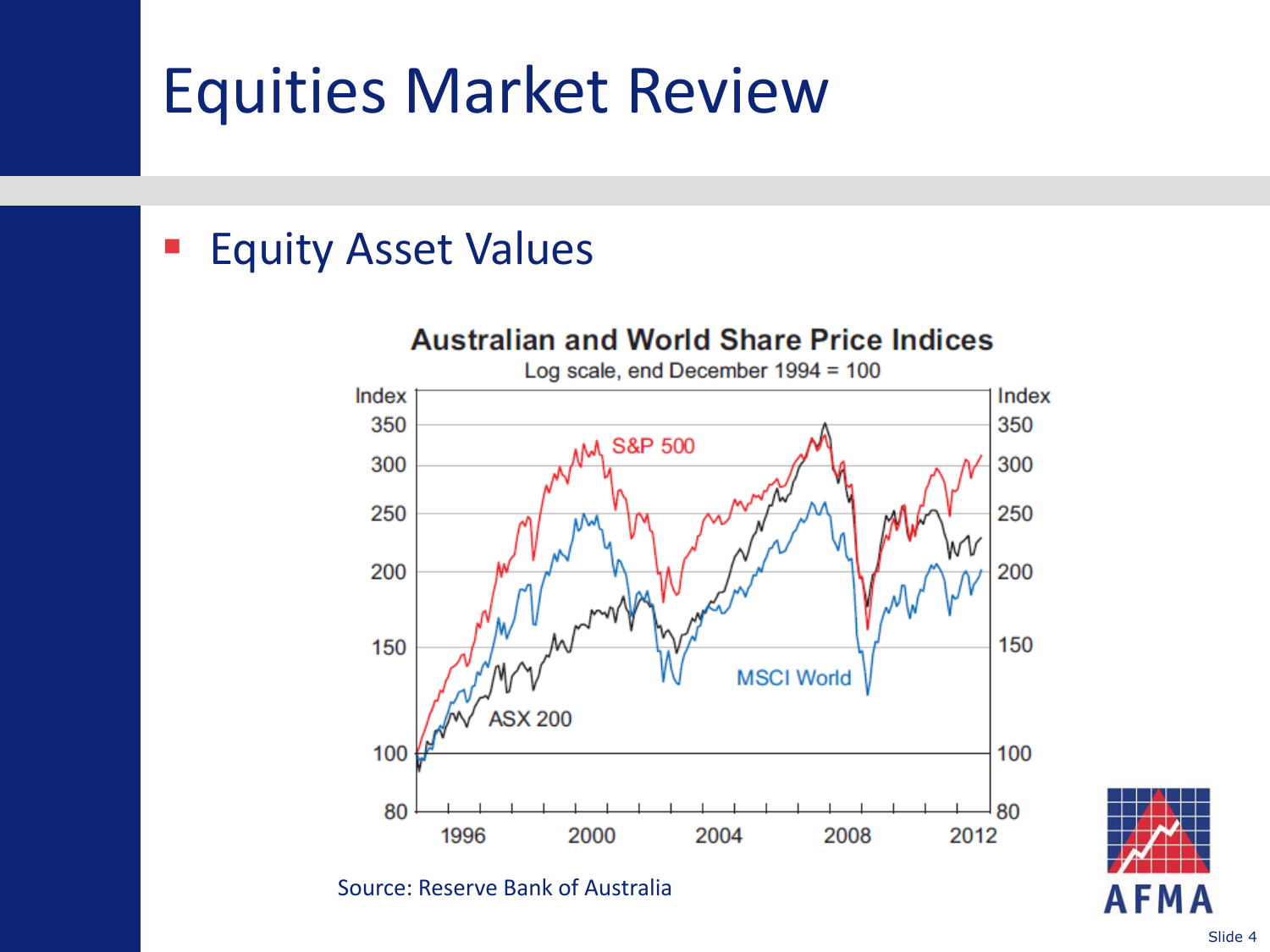# Equities Market Review

- Equity Asset Values

**Australian and World Share Price Indices**

Log scale, end December 1994 = 100

Source: Reserve Bank of Australia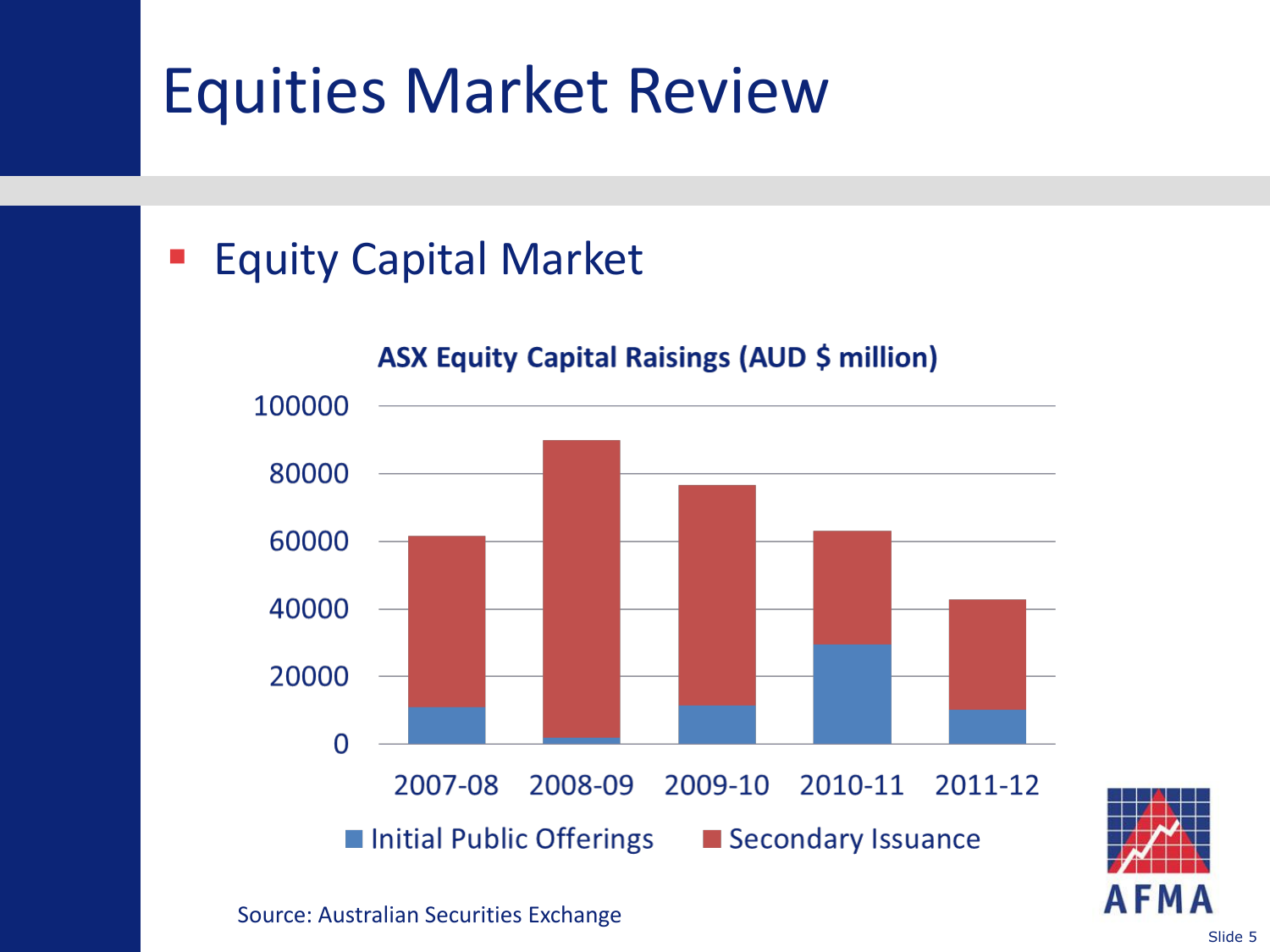# Equities Market Review

- Equity Capital Market

**ASX Equity Capital Raisings (AUD $ million)**

Source: Australian Securities Exchange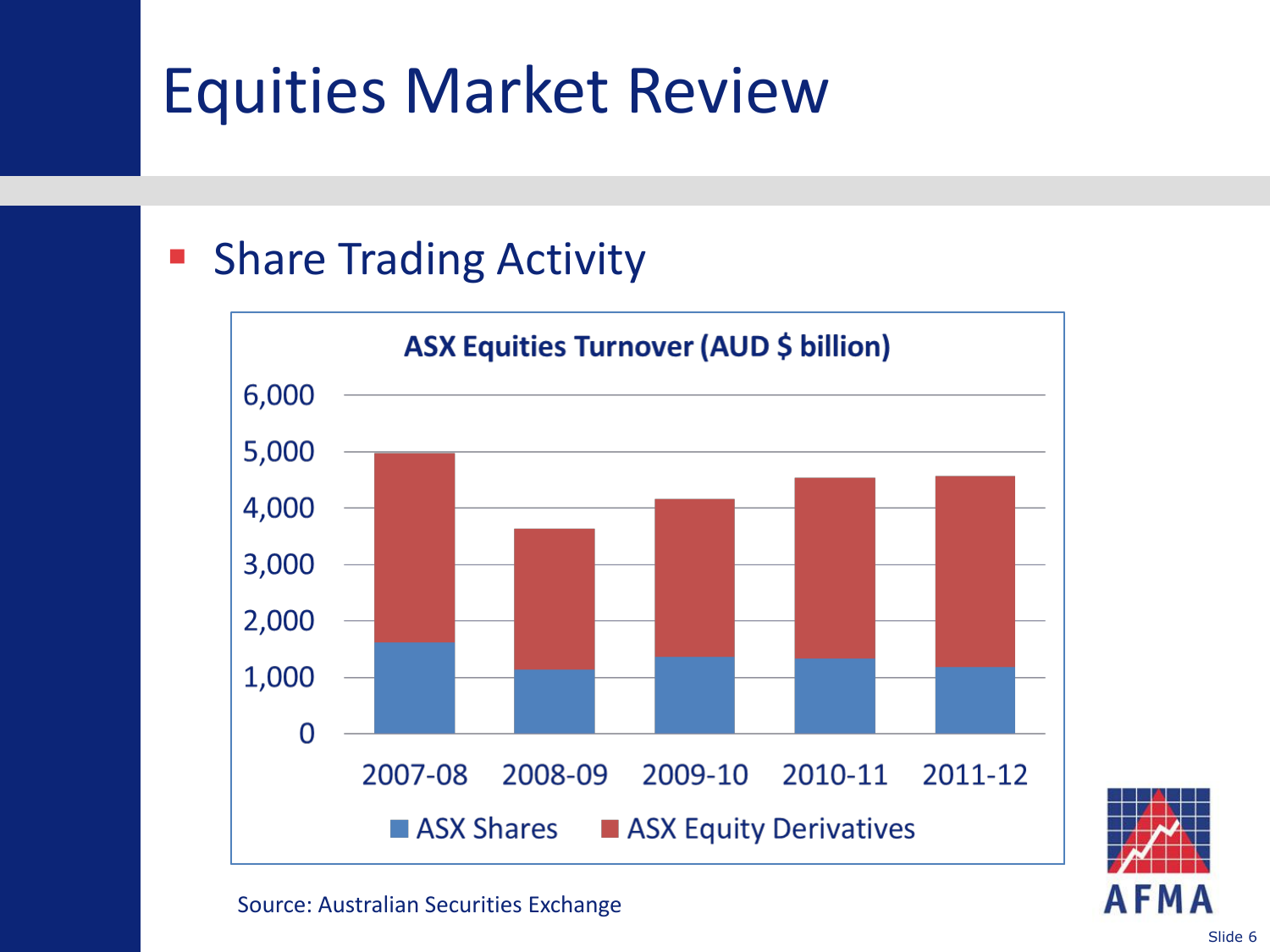# Equities Market Review

- Share Trading Activity

**ASX Equities Turnover (AUD $ billion)**

6,000
5,000
4,000
3,000
2,000
1,000
0

2007-08 2008-09 2009-10 2010-11 2011-12

ASX Shares ASX Equity Derivatives

Source: Australian Securities Exchange

AFMA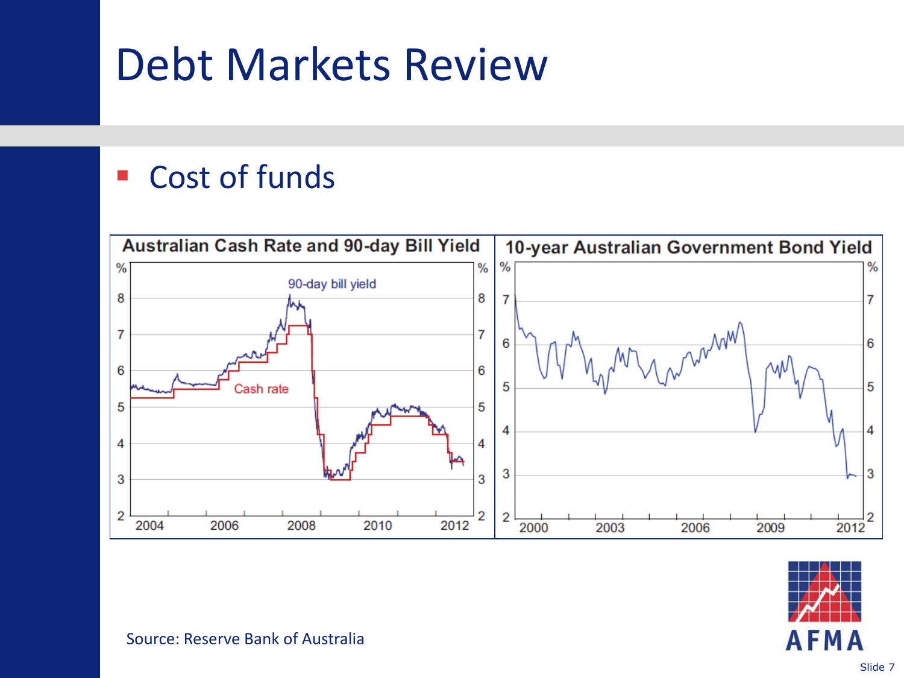# Debt Markets Review

- Cost of funds

**Australian Cash Rate and 90-day Bill Yield**

**10-year Australian Government Bond Yield**

Source: Reserve Bank of Australia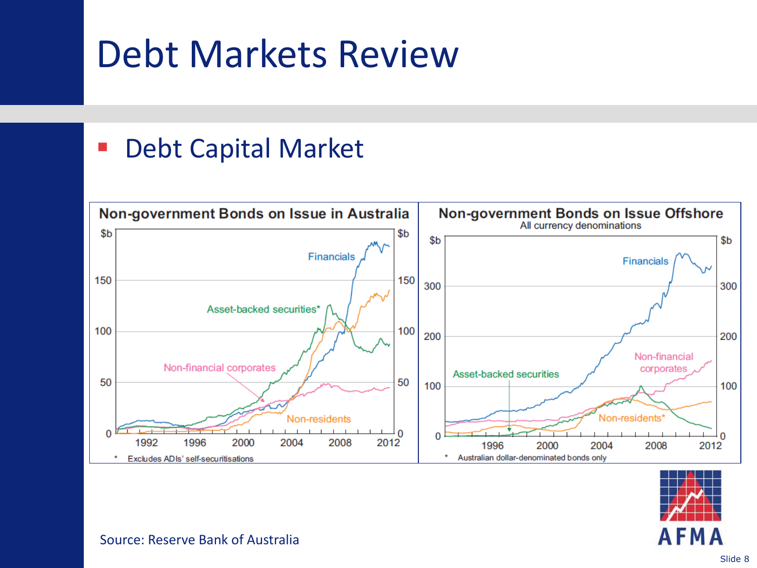# Debt Markets Review

- Debt Capital Market

**Non-government Bonds on Issue in Australia**

* Excludes ADIs' self-securitisations

**Non-government Bonds on Issue Offshore**

All currency denominations

* Australian dollar-denominated bonds only

Source: Reserve Bank of Australia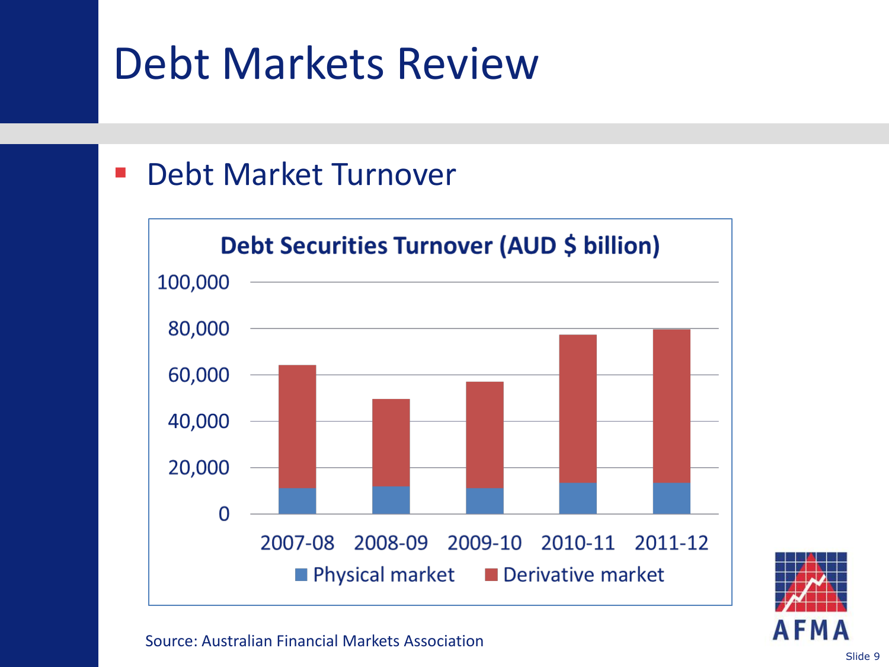# Debt Markets Review

- Debt Market Turnover

**Debt Securities Turnover (AUD $ billion)**

Source: Australian Financial Markets Association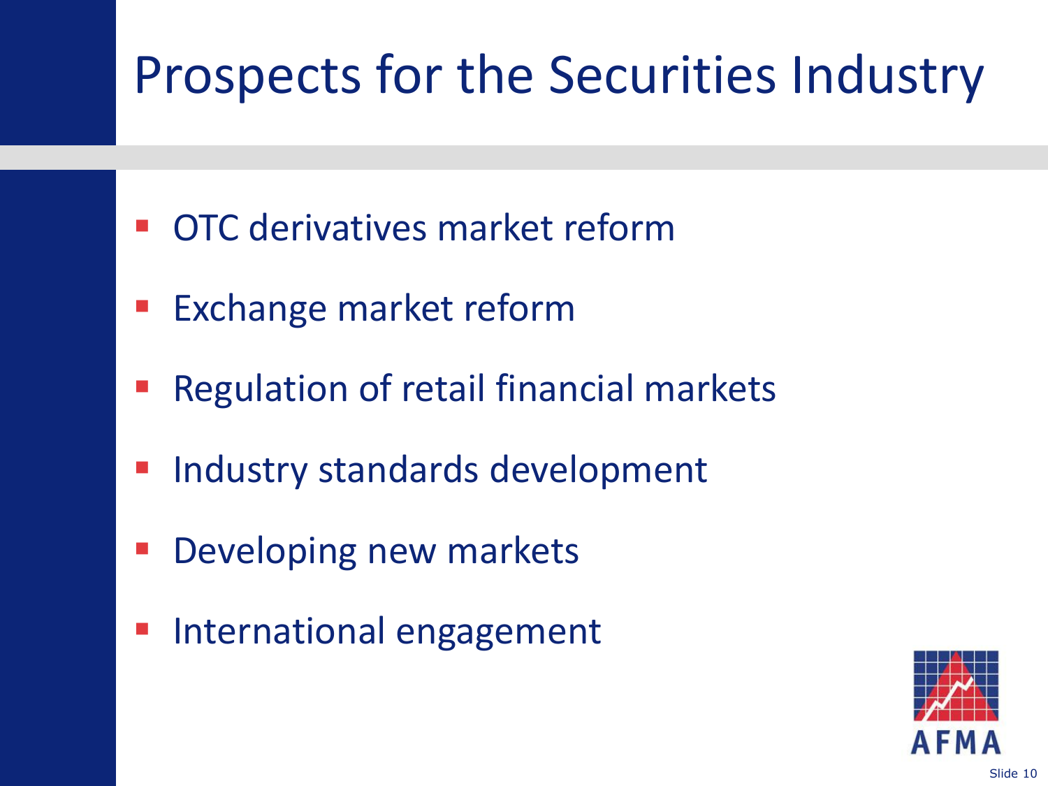# Prospects for the Securities Industry

- OTC derivatives market reform
- Exchange market reform
- Regulation of retail financial markets
- Industry standards development
- Developing new markets
- International engagement